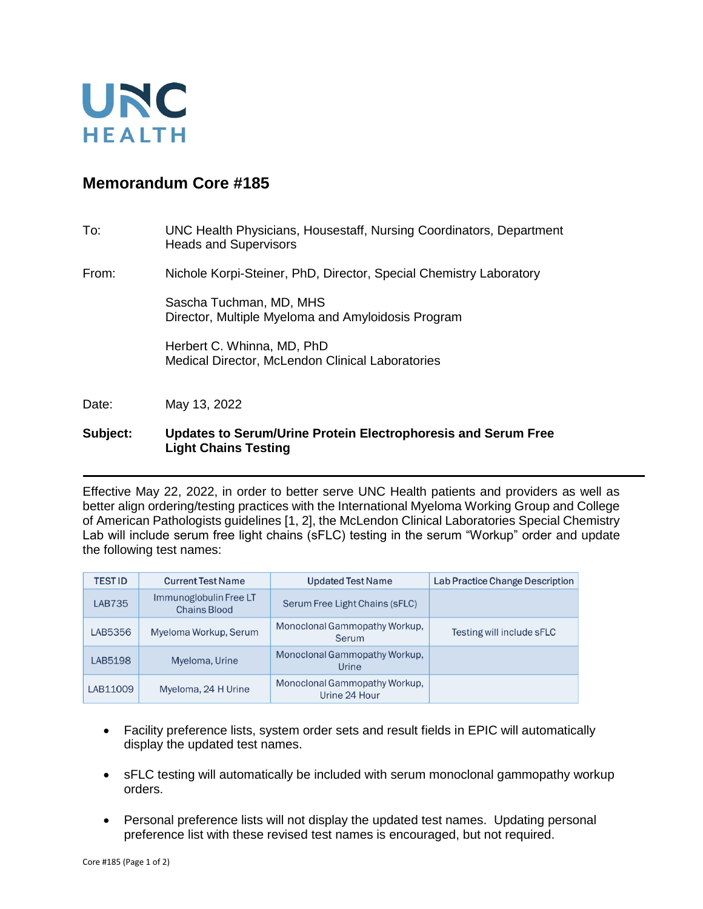UNC HEALTH

# Memorandum Core #185

To: UNC Health Physicians, Housestaff, Nursing Coordinators, Department Heads and Supervisors

From: Nichole Korpi-Steiner, PhD, Director, Special Chemistry Laboratory

Sascha Tuchman, MD, MHS
Director, Multiple Myeloma and Amyloidosis Program

Herbert C. Whinna, MD, PhD
Medical Director, McLendon Clinical Laboratories

Date: May 13, 2022

**Subject: Updates to Serum/Urine Protein Electrophoresis and Serum Free Light Chains Testing**

---

Effective May 22, 2022, in order to better serve UNC Health patients and providers as well as better align ordering/testing practices with the International Myeloma Working Group and College of American Pathologists guidelines [1, 2], the McLendon Clinical Laboratories Special Chemistry Lab will include serum free light chains (sFLC) testing in the serum "Workup" order and update the following test names:

| TEST ID | Current Test Name | Updated Test Name | Lab Practice Change Description |
|---|---|---|---|
| LAB735 | Immunoglobulin Free LT Chains Blood | Serum Free Light Chains (sFLC) | |
| LAB5356 | Myeloma Workup, Serum | Monoclonal Gammopathy Workup, Serum | Testing will include sFLC |
| LAB5198 | Myeloma, Urine | Monoclonal Gammopathy Workup, Urine | |
| LAB11009 | Myeloma, 24 H Urine | Monoclonal Gammopathy Workup, Urine 24 Hour | |

- Facility preference lists, system order sets and result fields in EPIC will automatically display the updated test names.
- sFLC testing will automatically be included with serum monoclonal gammopathy workup orders.
- Personal preference lists will not display the updated test names. Updating personal preference list with these revised test names is encouraged, but not required.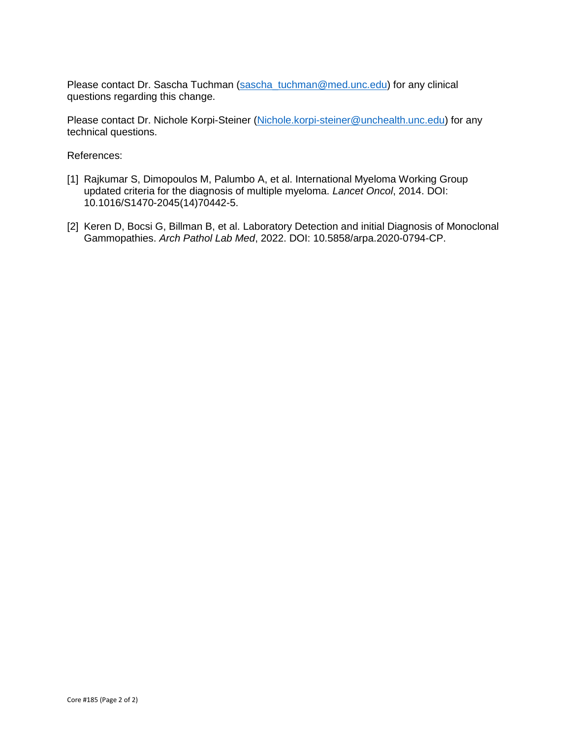Please contact Dr. Sascha Tuchman (sascha_tuchman@med.unc.edu) for any clinical questions regarding this change.

Please contact Dr. Nichole Korpi-Steiner (Nichole.korpi-steiner@unchealth.unc.edu) for any technical questions.

References:

[1] Rajkumar S, Dimopoulos M, Palumbo A, et al. International Myeloma Working Group updated criteria for the diagnosis of multiple myeloma. *Lancet Oncol*, 2014. DOI: 10.1016/S1470-2045(14)70442-5.

[2] Keren D, Bocsi G, Billman B, et al. Laboratory Detection and initial Diagnosis of Monoclonal Gammopathies. *Arch Pathol Lab Med*, 2022. DOI: 10.5858/arpa.2020-0794-CP.